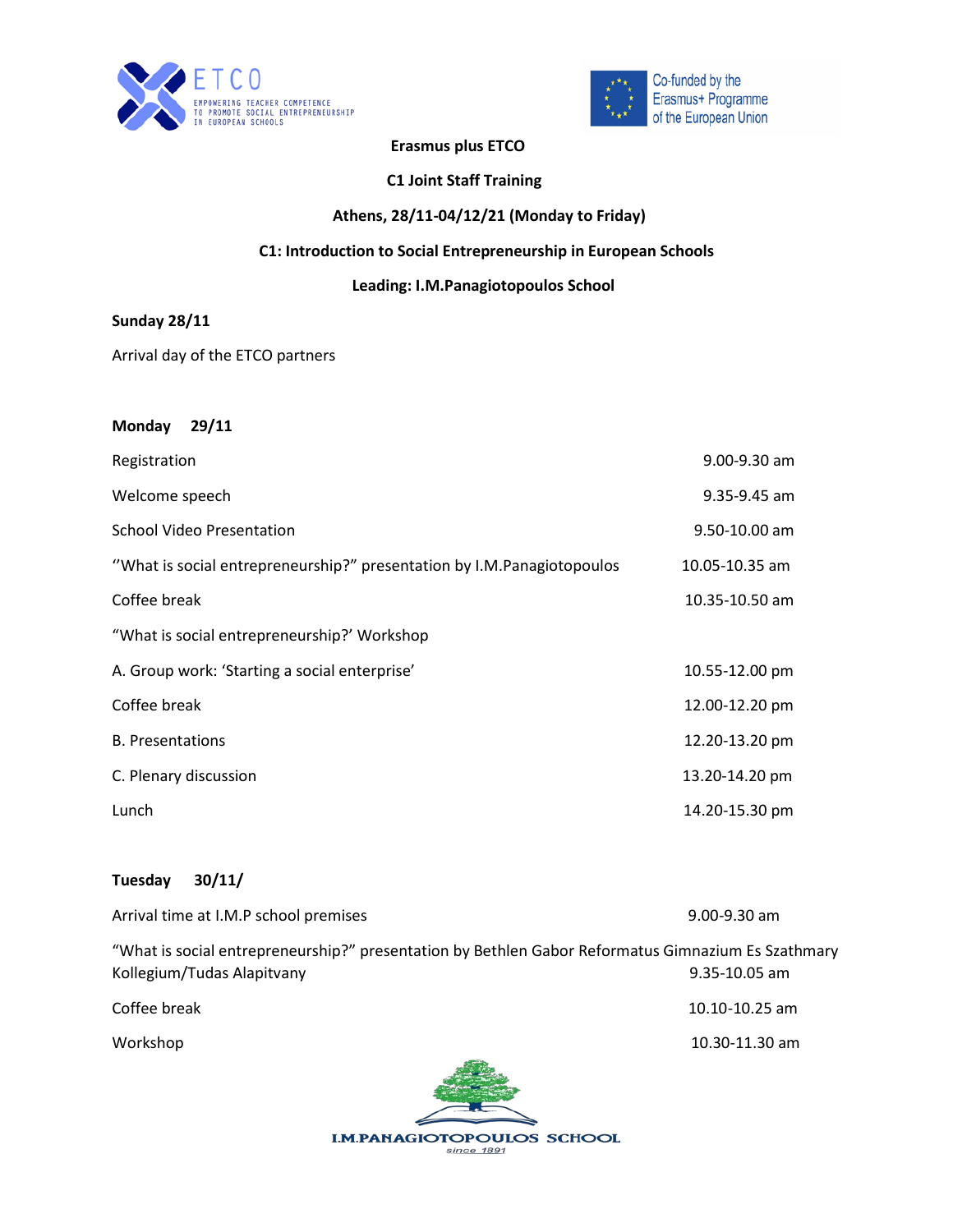**Erasmus plus ETCO**

**C1 Joint Staff Training**

**Athens, 28/11-04/12/21 (Monday to Friday)**

**C1: Introduction to Social Entrepreneurship in European Schools**

**Leading: I.M.Panagiotopoulos School**

**Sunday 28/11**

Arrival day of the ETCO partners

**Monday 29/11**

| | |
|---|---|
| Registration | 9.00-9.30 am |
| Welcome speech | 9.35-9.45 am |
| School Video Presentation | 9.50-10.00 am |
| ''What is social entrepreneurship?" presentation by I.M.Panagiotopoulos | 10.05-10.35 am |
| Coffee break | 10.35-10.50 am |
| "What is social entrepreneurship?' Workshop | |
| A. Group work: 'Starting a social enterprise' | 10.55-12.00 pm |
| Coffee break | 12.00-12.20 pm |
| B. Presentations | 12.20-13.20 pm |
| C. Plenary discussion | 13.20-14.20 pm |
| Lunch | 14.20-15.30 pm |

**Tuesday 30/11/**

| | |
|---|---|
| Arrival time at I.M.P school premises | 9.00-9.30 am |
| "What is social entrepreneurship?" presentation by Bethlen Gabor Reformatus Gimnazium Es Szathmary Kollegium/Tudas Alapitvany | 9.35-10.05 am |
| Coffee break | 10.10-10.25 am |
| Workshop | 10.30-11.30 am |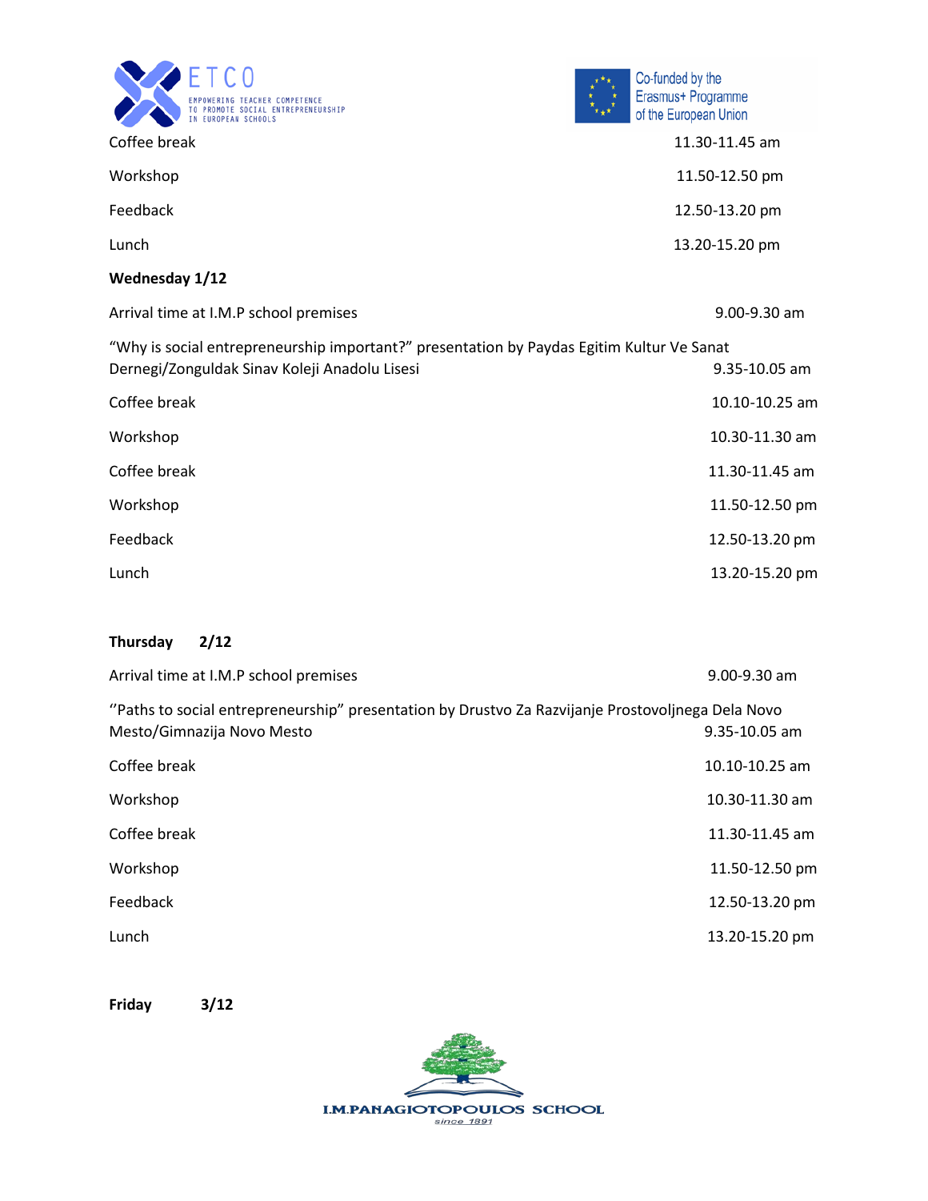| | |
|---|---|
| Coffee break | 11.30-11.45 am |
| Workshop | 11.50-12.50 pm |
| Feedback | 12.50-13.20 pm |
| Lunch | 13.20-15.20 pm |

**Wednesday 1/12**

| | |
|---|---|
| Arrival time at I.M.P school premises | 9.00-9.30 am |
| "Why is social entrepreneurship important?" presentation by Paydas Egitim Kultur Ve Sanat Dernegi/Zonguldak Sinav Koleji Anadolu Lisesi | 9.35-10.05 am |
| Coffee break | 10.10-10.25 am |
| Workshop | 10.30-11.30 am |
| Coffee break | 11.30-11.45 am |
| Workshop | 11.50-12.50 pm |
| Feedback | 12.50-13.20 pm |
| Lunch | 13.20-15.20 pm |

**Thursday 2/12**

| | |
|---|---|
| Arrival time at I.M.P school premises | 9.00-9.30 am |
| ''Paths to social entrepreneurship" presentation by Drustvo Za Razvijanje Prostovoljnega Dela Novo Mesto/Gimnazija Novo Mesto | 9.35-10.05 am |
| Coffee break | 10.10-10.25 am |
| Workshop | 10.30-11.30 am |
| Coffee break | 11.30-11.45 am |
| Workshop | 11.50-12.50 pm |
| Feedback | 12.50-13.20 pm |
| Lunch | 13.20-15.20 pm |

**Friday 3/12**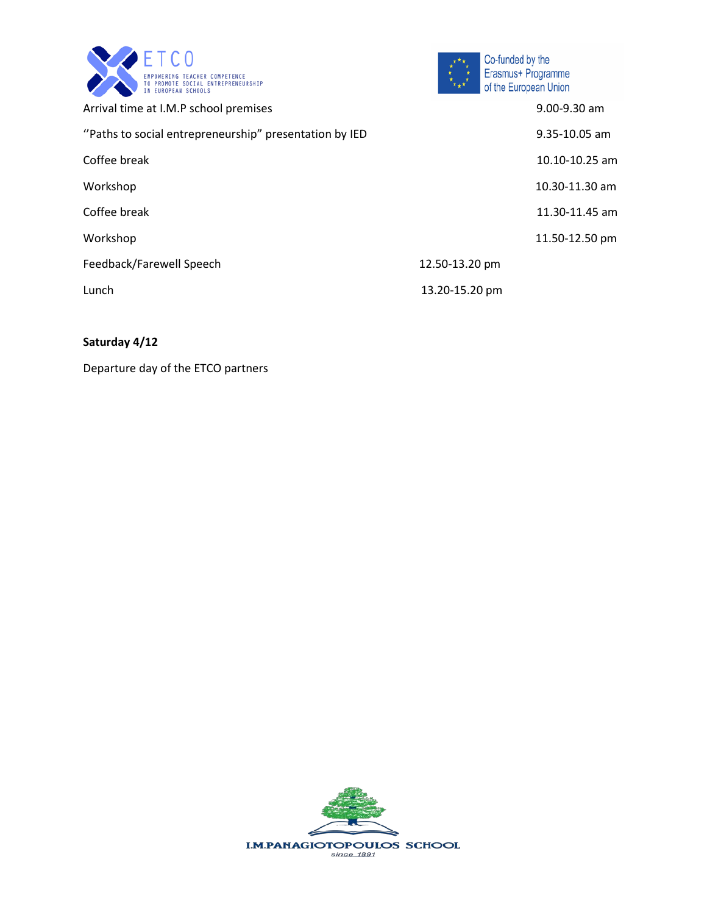| | |
|---|---|
| Arrival time at I.M.P school premises | 9.00-9.30 am |
| ''Paths to social entrepreneurship" presentation by IED | 9.35-10.05 am |
| Coffee break | 10.10-10.25 am |
| Workshop | 10.30-11.30 am |
| Coffee break | 11.30-11.45 am |
| Workshop | 11.50-12.50 pm |
| Feedback/Farewell Speech | 12.50-13.20 pm |
| Lunch | 13.20-15.20 pm |

**Saturday 4/12**

Departure day of the ETCO partners